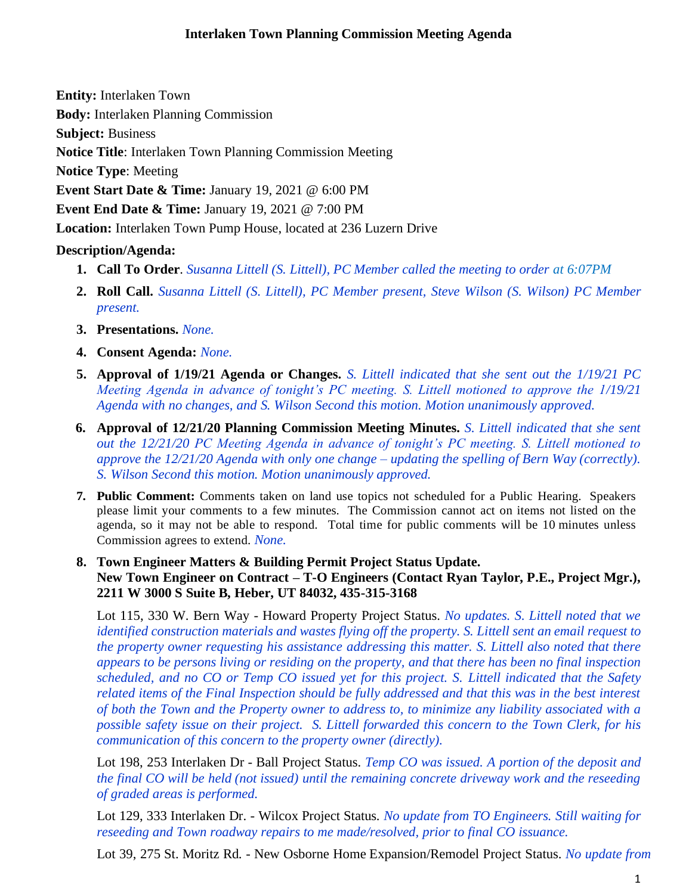# Interlaken Town Planning Commission Meeting Agenda

**Entity:** Interlaken Town

**Body:** Interlaken Planning Commission

**Subject:** Business

**Notice Title**: Interlaken Town Planning Commission Meeting

**Notice Type**: Meeting

**Event Start Date & Time:** January 19, 2021 @ 6:00 PM

**Event End Date & Time:** January 19, 2021 @ 7:00 PM

**Location:** Interlaken Town Pump House, located at 236 Luzern Drive

**Description/Agenda:**

1. **Call To Order**. *Susanna Littell (S. Littell), PC Member called the meeting to order at 6:07PM*
2. **Roll Call.** *Susanna Littell (S. Littell), PC Member present, Steve Wilson (S. Wilson) PC Member present.*
3. **Presentations.** *None.*
4. **Consent Agenda:** *None.*
5. **Approval of 1/19/21 Agenda or Changes.** *S. Littell indicated that she sent out the 1/19/21 PC Meeting Agenda in advance of tonight's PC meeting. S. Littell motioned to approve the 1/19/21 Agenda with no changes, and S. Wilson Second this motion. Motion unanimously approved.*
6. **Approval of 12/21/20 Planning Commission Meeting Minutes.** *S. Littell indicated that she sent out the 12/21/20 PC Meeting Agenda in advance of tonight's PC meeting. S. Littell motioned to approve the 12/21/20 Agenda with only one change – updating the spelling of Bern Way (correctly). S. Wilson Second this motion. Motion unanimously approved.*
7. **Public Comment:** Comments taken on land use topics not scheduled for a Public Hearing. Speakers please limit your comments to a few minutes. The Commission cannot act on items not listed on the agenda, so it may not be able to respond. Total time for public comments will be 10 minutes unless Commission agrees to extend. *None.*
8. **Town Engineer Matters & Building Permit Project Status Update.**
   **New Town Engineer on Contract – T-O Engineers (Contact Ryan Taylor, P.E., Project Mgr.), 2211 W 3000 S Suite B, Heber, UT 84032, 435-315-3168**

   Lot 115, 330 W. Bern Way - Howard Property Project Status. *No updates. S. Littell noted that we identified construction materials and wastes flying off the property. S. Littell sent an email request to the property owner requesting his assistance addressing this matter. S. Littell also noted that there appears to be persons living or residing on the property, and that there has been no final inspection scheduled, and no CO or Temp CO issued yet for this project. S. Littell indicated that the Safety related items of the Final Inspection should be fully addressed and that this was in the best interest of both the Town and the Property owner to address to, to minimize any liability associated with a possible safety issue on their project. S. Littell forwarded this concern to the Town Clerk, for his communication of this concern to the property owner (directly).*

   Lot 198, 253 Interlaken Dr - Ball Project Status. *Temp CO was issued. A portion of the deposit and the final CO will be held (not issued) until the remaining concrete driveway work and the reseeding of graded areas is performed.*

   Lot 129, 333 Interlaken Dr. - Wilcox Project Status. *No update from TO Engineers. Still waiting for reseeding and Town roadway repairs to me made/resolved, prior to final CO issuance.*

   Lot 39, 275 St. Moritz Rd. - New Osborne Home Expansion/Remodel Project Status. *No update from*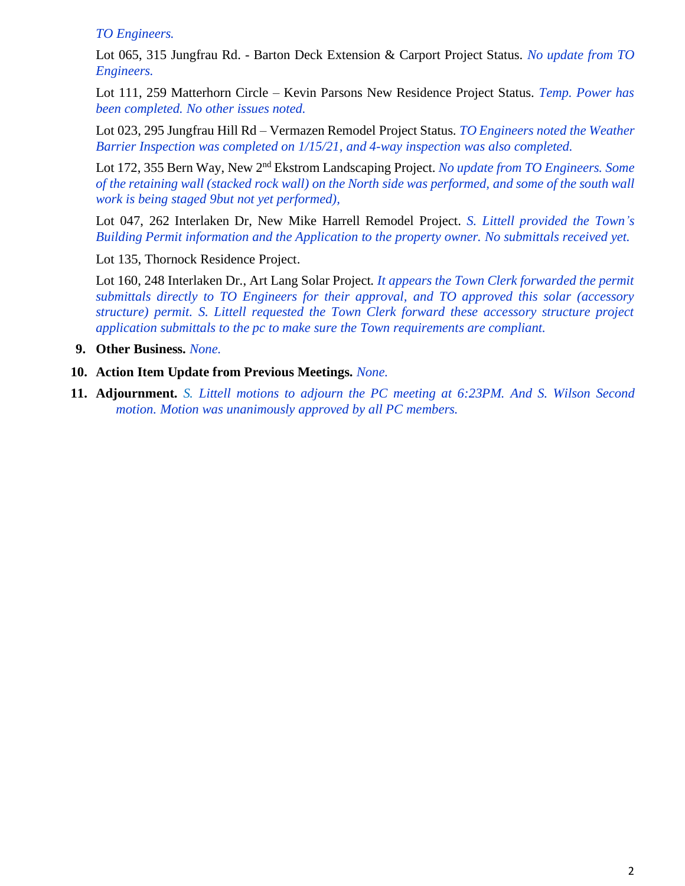*TO Engineers.*

Lot 065, 315 Jungfrau Rd. - Barton Deck Extension & Carport Project Status. *No update from TO Engineers.*

Lot 111, 259 Matterhorn Circle – Kevin Parsons New Residence Project Status. *Temp. Power has been completed. No other issues noted.*

Lot 023, 295 Jungfrau Hill Rd – Vermazen Remodel Project Status. *TO Engineers noted the Weather Barrier Inspection was completed on 1/15/21, and 4-way inspection was also completed.*

Lot 172, 355 Bern Way, New 2nd Ekstrom Landscaping Project. *No update from TO Engineers. Some of the retaining wall (stacked rock wall) on the North side was performed, and some of the south wall work is being staged 9but not yet performed),*

Lot 047, 262 Interlaken Dr, New Mike Harrell Remodel Project. *S. Littell provided the Town's Building Permit information and the Application to the property owner. No submittals received yet.*

Lot 135, Thornock Residence Project.

Lot 160, 248 Interlaken Dr., Art Lang Solar Project. *It appears the Town Clerk forwarded the permit submittals directly to TO Engineers for their approval, and TO approved this solar (accessory structure) permit. S. Littell requested the Town Clerk forward these accessory structure project application submittals to the pc to make sure the Town requirements are compliant.*

9. **Other Business.** *None.*
10. **Action Item Update from Previous Meetings.** *None.*
11. **Adjournment.** *S. Littell motions to adjourn the PC meeting at 6:23PM. And S. Wilson Second motion. Motion was unanimously approved by all PC members.*